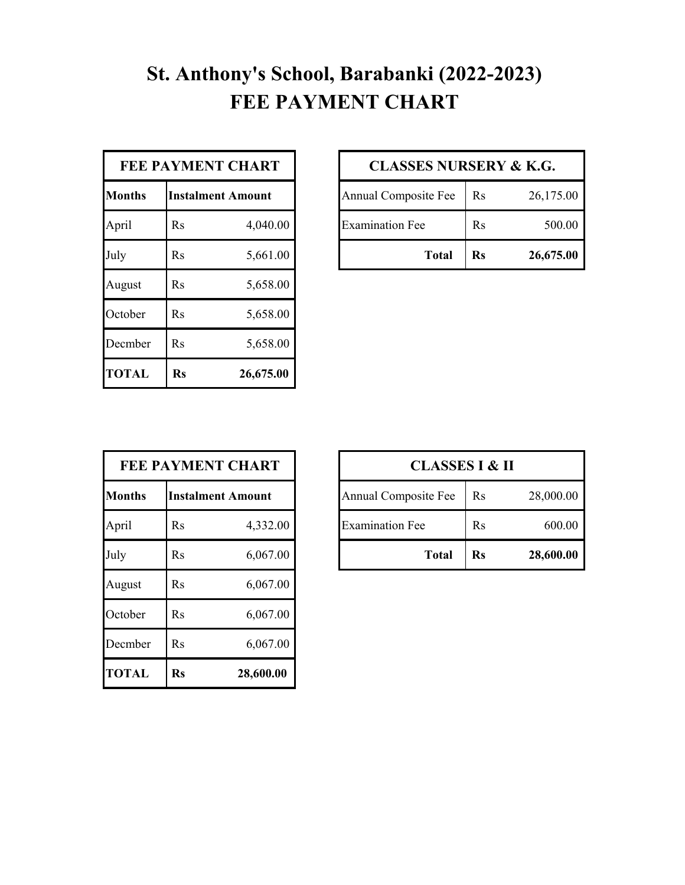# St. Anthony's School, Barabanki (2022-2023)
# FEE PAYMENT CHART

| FEE PAYMENT CHART | | |
|---|---|---|
| **Months** | **Instalment Amount** | |
| April | Rs | 4,040.00 |
| July | Rs | 5,661.00 |
| August | Rs | 5,658.00 |
| October | Rs | 5,658.00 |
| Decmber | Rs | 5,658.00 |
| **TOTAL** | **Rs** | **26,675.00** |

| CLASSES NURSERY & K.G. | | |
|---|---|---|
| Annual Composite Fee | Rs | 26,175.00 |
| Examination Fee | Rs | 500.00 |
| **Total** | **Rs** | **26,675.00** |

| FEE PAYMENT CHART | | |
|---|---|---|
| **Months** | **Instalment Amount** | |
| April | Rs | 4,332.00 |
| July | Rs | 6,067.00 |
| August | Rs | 6,067.00 |
| October | Rs | 6,067.00 |
| Decmber | Rs | 6,067.00 |
| **TOTAL** | **Rs** | **28,600.00** |

| CLASSES I & II | | |
|---|---|---|
| Annual Composite Fee | Rs | 28,000.00 |
| Examination Fee | Rs | 600.00 |
| **Total** | **Rs** | **28,600.00** |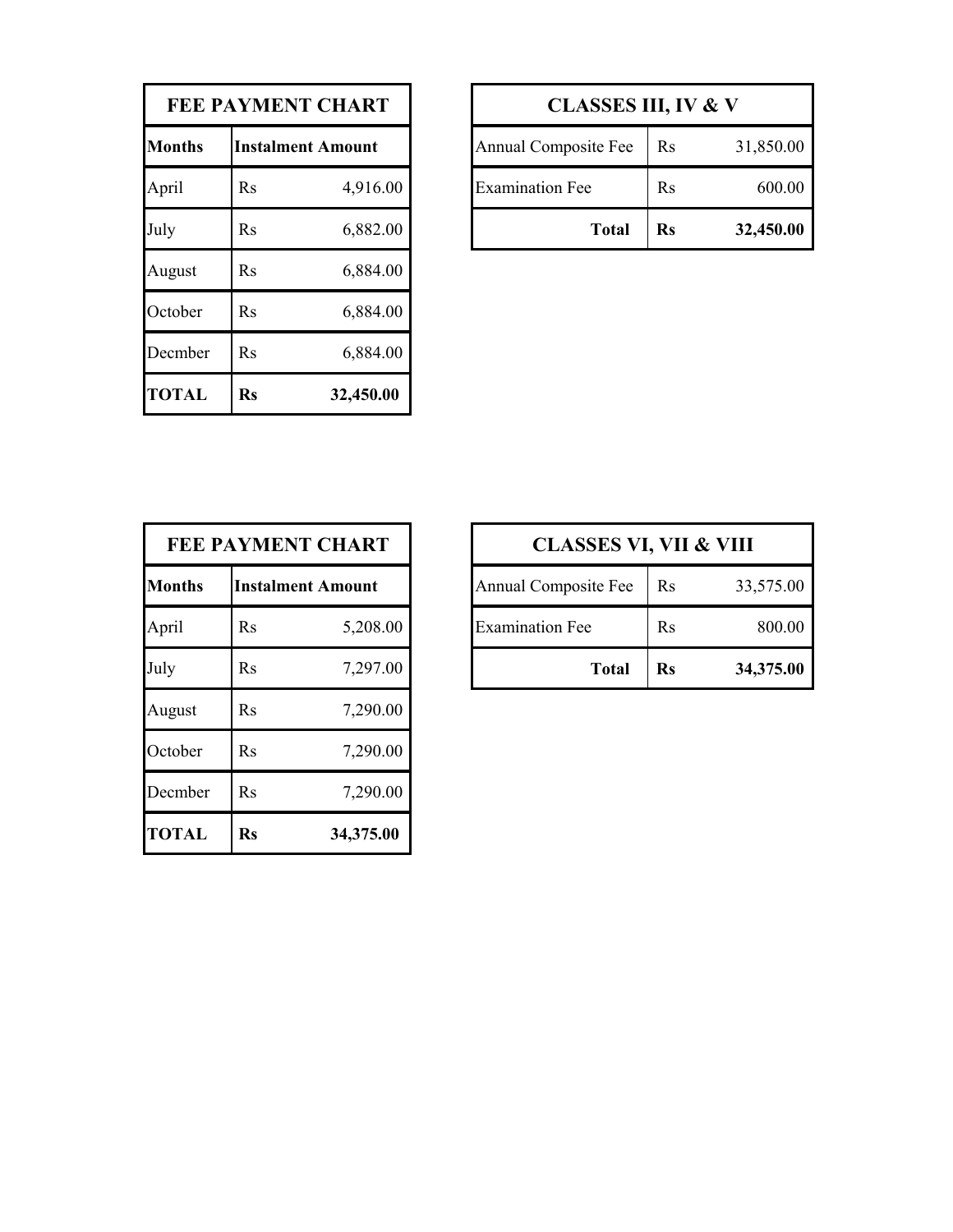| FEE PAYMENT CHART | | |
|---|---|---|
| **Months** | **Instalment Amount** | |
| April | Rs | 4,916.00 |
| July | Rs | 6,882.00 |
| August | Rs | 6,884.00 |
| October | Rs | 6,884.00 |
| Decmber | Rs | 6,884.00 |
| **TOTAL** | **Rs** | **32,450.00** |

| CLASSES III, IV & V | | |
|---|---|---|
| Annual Composite Fee | Rs | 31,850.00 |
| Examination Fee | Rs | 600.00 |
| **Total** | **Rs** | **32,450.00** |

| FEE PAYMENT CHART | | |
|---|---|---|
| **Months** | **Instalment Amount** | |
| April | Rs | 5,208.00 |
| July | Rs | 7,297.00 |
| August | Rs | 7,290.00 |
| October | Rs | 7,290.00 |
| Decmber | Rs | 7,290.00 |
| **TOTAL** | **Rs** | **34,375.00** |

| CLASSES VI, VII & VIII | | |
|---|---|---|
| Annual Composite Fee | Rs | 33,575.00 |
| Examination Fee | Rs | 800.00 |
| **Total** | **Rs** | **34,375.00** |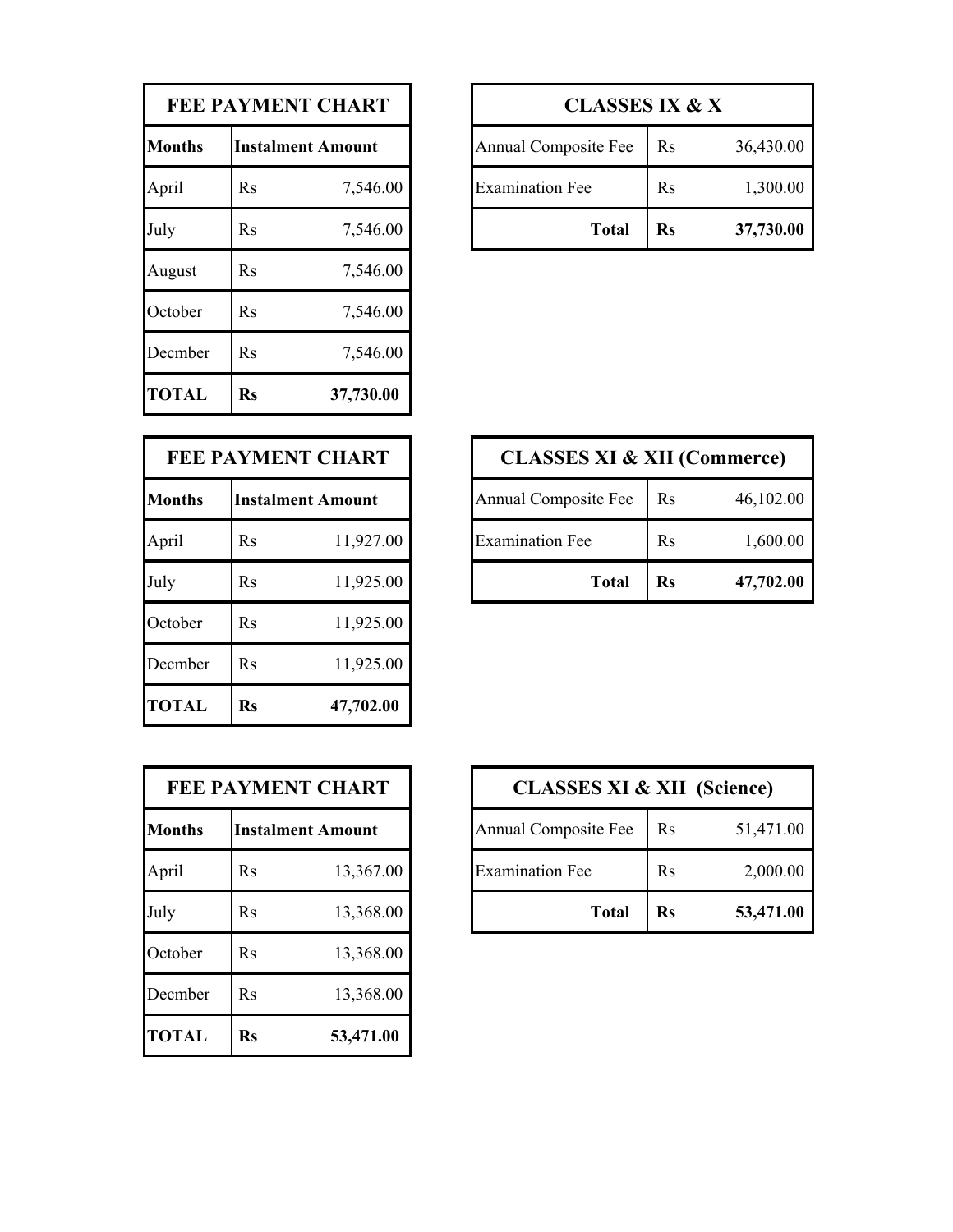| FEE PAYMENT CHART | | |
|---|---|---|
| **Months** | **Instalment Amount** | |
| April | Rs | 7,546.00 |
| July | Rs | 7,546.00 |
| August | Rs | 7,546.00 |
| October | Rs | 7,546.00 |
| Decmber | Rs | 7,546.00 |
| **TOTAL** | **Rs** | **37,730.00** |

| CLASSES IX & X | | |
|---|---|---|
| Annual Composite Fee | Rs | 36,430.00 |
| Examination Fee | Rs | 1,300.00 |
| **Total** | **Rs** | **37,730.00** |

| FEE PAYMENT CHART | | |
|---|---|---|
| **Months** | **Instalment Amount** | |
| April | Rs | 11,927.00 |
| July | Rs | 11,925.00 |
| October | Rs | 11,925.00 |
| Decmber | Rs | 11,925.00 |
| **TOTAL** | **Rs** | **47,702.00** |

| CLASSES XI & XII (Commerce) | | |
|---|---|---|
| Annual Composite Fee | Rs | 46,102.00 |
| Examination Fee | Rs | 1,600.00 |
| **Total** | **Rs** | **47,702.00** |

| FEE PAYMENT CHART | | |
|---|---|---|
| **Months** | **Instalment Amount** | |
| April | Rs | 13,367.00 |
| July | Rs | 13,368.00 |
| October | Rs | 13,368.00 |
| Decmber | Rs | 13,368.00 |
| **TOTAL** | **Rs** | **53,471.00** |

| CLASSES XI & XII (Science) | | |
|---|---|---|
| Annual Composite Fee | Rs | 51,471.00 |
| Examination Fee | Rs | 2,000.00 |
| **Total** | **Rs** | **53,471.00** |